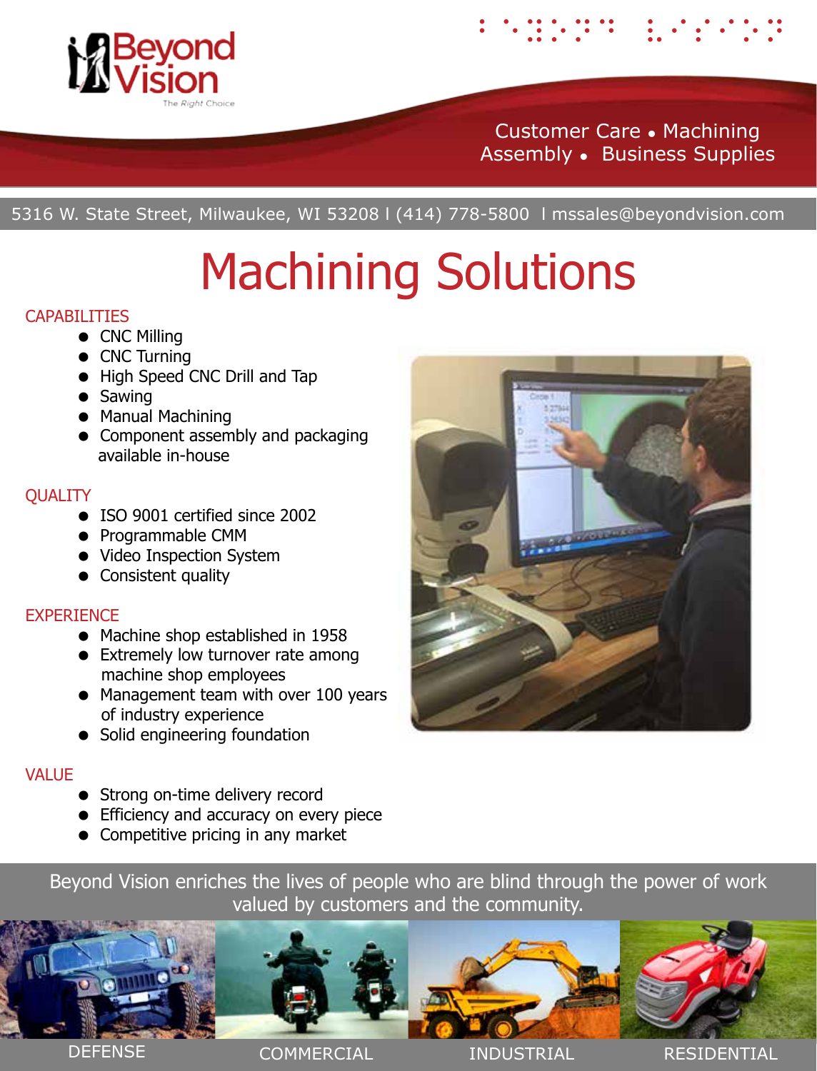Beyond Vision

The Right Choice

Customer Care • Machining
Assembly • Business Supplies

5316 W. State Street, Milwaukee, WI 53208 | (414) 778-5800 | mssales@beyondvision.com

# Machining Solutions

## CAPABILITIES

- CNC Milling
- CNC Turning
- High Speed CNC Drill and Tap
- Sawing
- Manual Machining
- Component assembly and packaging available in-house

## QUALITY

- ISO 9001 certified since 2002
- Programmable CMM
- Video Inspection System
- Consistent quality

## EXPERIENCE

- Machine shop established in 1958
- Extremely low turnover rate among machine shop employees
- Management team with over 100 years of industry experience
- Solid engineering foundation

## VALUE

- Strong on-time delivery record
- Efficiency and accuracy on every piece
- Competitive pricing in any market

Beyond Vision enriches the lives of people who are blind through the power of work valued by customers and the community.

DEFENSE | COMMERCIAL | INDUSTRIAL | RESIDENTIAL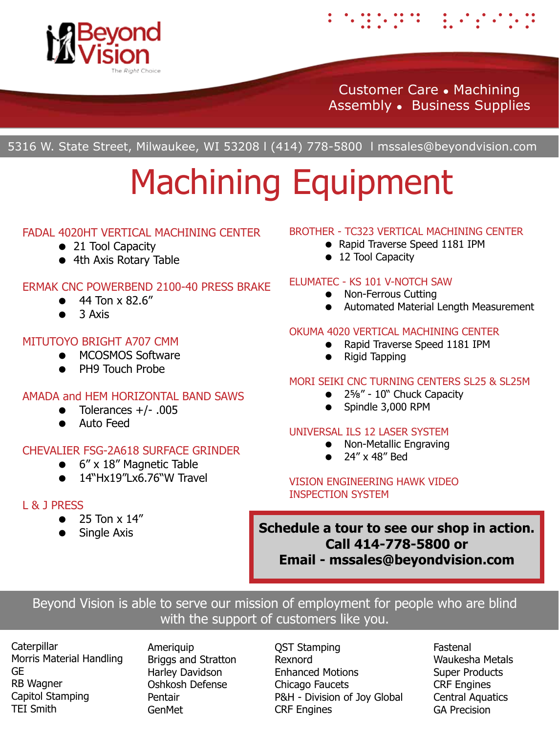Beyond Vision

The Right Choice

Customer Care • Machining
Assembly • Business Supplies

5316 W. State Street, Milwaukee, WI 53208 l (414) 778-5800 l mssales@beyondvision.com

# Machining Equipment

### FADAL 4020HT VERTICAL MACHINING CENTER

- 21 Tool Capacity
- 4th Axis Rotary Table

### ERMAK CNC POWERBEND 2100-40 PRESS BRAKE

- 44 Ton x 82.6”
- 3 Axis

### MITUTOYO BRIGHT A707 CMM

- MCOSMOS Software
- PH9 Touch Probe

### AMADA and HEM HORIZONTAL BAND SAWS

- Tolerances +/- .005
- Auto Feed

### CHEVALIER FSG-2A618 SURFACE GRINDER

- 6” x 18” Magnetic Table
- 14“Hx19”Lx6.76“W Travel

### L & J PRESS

- 25 Ton x 14”
- Single Axis

### BROTHER - TC323 VERTICAL MACHINING CENTER

- Rapid Traverse Speed 1181 IPM
- 12 Tool Capacity

### ELUMATEC - KS 101 V-NOTCH SAW

- Non-Ferrous Cutting
- Automated Material Length Measurement

### OKUMA 4020 VERTICAL MACHINING CENTER

- Rapid Traverse Speed 1181 IPM
- Rigid Tapping

### MORI SEIKI CNC TURNING CENTERS SL25 & SL25M

- 2⅝” - 10“ Chuck Capacity
- Spindle 3,000 RPM

### UNIVERSAL ILS 12 LASER SYSTEM

- Non-Metallic Engraving
- 24” x 48” Bed

### VISION ENGINEERING HAWK VIDEO INSPECTION SYSTEM

**Schedule a tour to see our shop in action.**
**Call 414-778-5800 or**
**Email - mssales@beyondvision.com**

Beyond Vision is able to serve our mission of employment for people who are blind with the support of customers like you.

Caterpillar
Morris Material Handling
GE
RB Wagner
Capitol Stamping
TEI Smith

Ameriquip
Briggs and Stratton
Harley Davidson
Oshkosh Defense
Pentair
GenMet

QST Stamping
Rexnord
Enhanced Motions
Chicago Faucets
P&H - Division of Joy Global
CRF Engines

Fastenal
Waukesha Metals
Super Products
CRF Engines
Central Aquatics
GA Precision